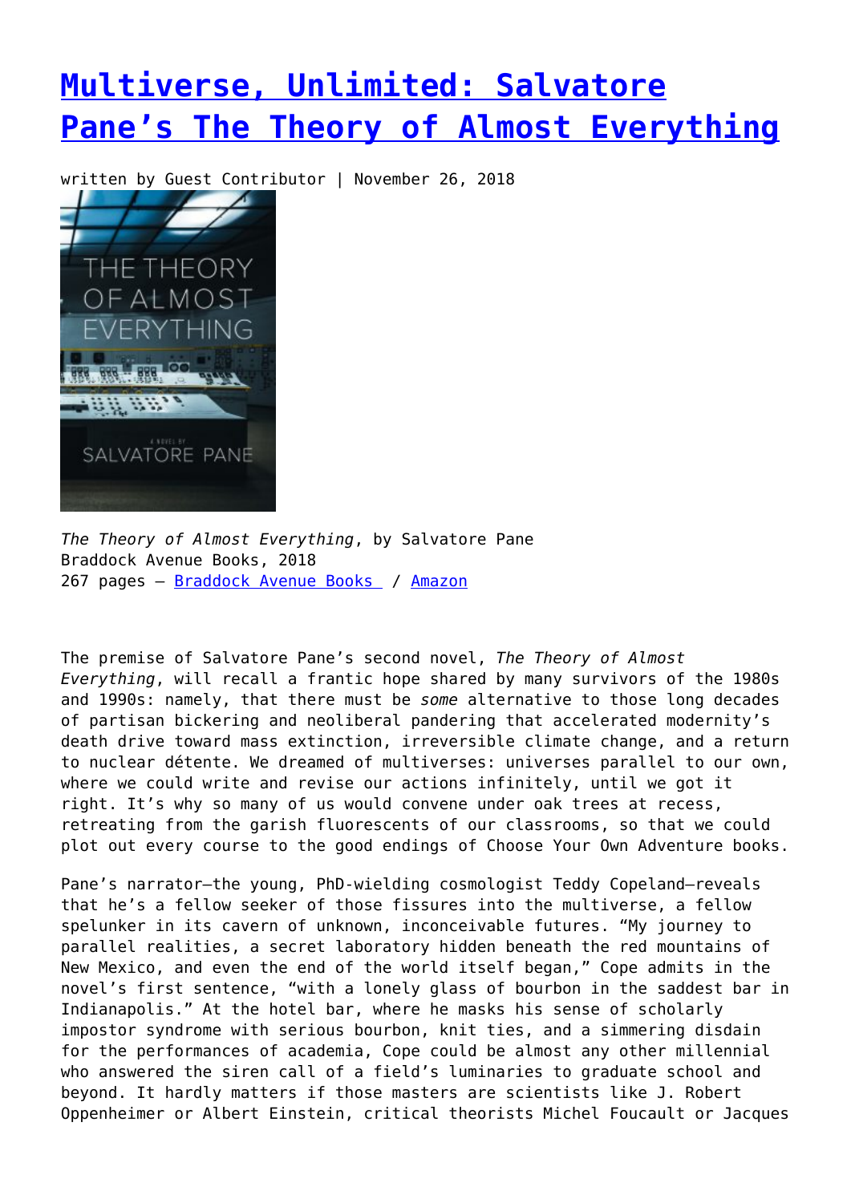# [Multiverse, Unlimited: Salvatore Pane's The Theory of Almost Everything]()

written by Guest Contributor | November 26, 2018

*The Theory of Almost Everything*, by Salvatore Pane
Braddock Avenue Books, 2018
267 pages – [Braddock Avenue Books]() / [Amazon]()

The premise of Salvatore Pane's second novel, *The Theory of Almost Everything*, will recall a frantic hope shared by many survivors of the 1980s and 1990s: namely, that there must be *some* alternative to those long decades of partisan bickering and neoliberal pandering that accelerated modernity's death drive toward mass extinction, irreversible climate change, and a return to nuclear détente. We dreamed of multiverses: universes parallel to our own, where we could write and revise our actions infinitely, until we got it right. It's why so many of us would convene under oak trees at recess, retreating from the garish fluorescents of our classrooms, so that we could plot out every course to the good endings of Choose Your Own Adventure books.

Pane's narrator—the young, PhD-wielding cosmologist Teddy Copeland—reveals that he's a fellow seeker of those fissures into the multiverse, a fellow spelunker in its cavern of unknown, inconceivable futures. "My journey to parallel realities, a secret laboratory hidden beneath the red mountains of New Mexico, and even the end of the world itself began," Cope admits in the novel's first sentence, "with a lonely glass of bourbon in the saddest bar in Indianapolis." At the hotel bar, where he masks his sense of scholarly impostor syndrome with serious bourbon, knit ties, and a simmering disdain for the performances of academia, Cope could be almost any other millennial who answered the siren call of a field's luminaries to graduate school and beyond. It hardly matters if those masters are scientists like J. Robert Oppenheimer or Albert Einstein, critical theorists Michel Foucault or Jacques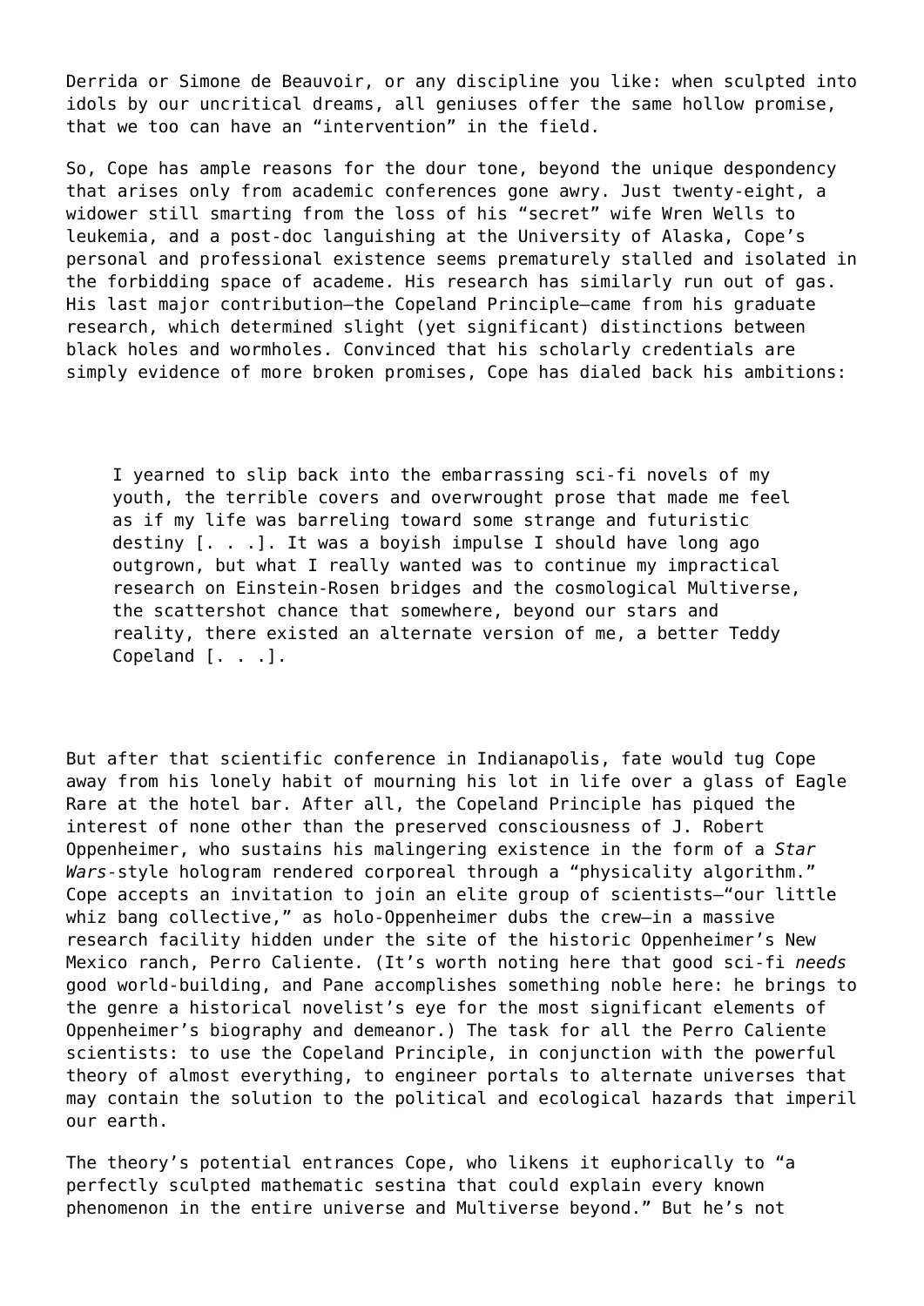Derrida or Simone de Beauvoir, or any discipline you like: when sculpted into idols by our uncritical dreams, all geniuses offer the same hollow promise, that we too can have an "intervention" in the field.

So, Cope has ample reasons for the dour tone, beyond the unique despondency that arises only from academic conferences gone awry. Just twenty-eight, a widower still smarting from the loss of his "secret" wife Wren Wells to leukemia, and a post-doc languishing at the University of Alaska, Cope's personal and professional existence seems prematurely stalled and isolated in the forbidding space of academe. His research has similarly run out of gas. His last major contribution—the Copeland Principle—came from his graduate research, which determined slight (yet significant) distinctions between black holes and wormholes. Convinced that his scholarly credentials are simply evidence of more broken promises, Cope has dialed back his ambitions:

> I yearned to slip back into the embarrassing sci-fi novels of my youth, the terrible covers and overwrought prose that made me feel as if my life was barreling toward some strange and futuristic destiny [. . .]. It was a boyish impulse I should have long ago outgrown, but what I really wanted was to continue my impractical research on Einstein-Rosen bridges and the cosmological Multiverse, the scattershot chance that somewhere, beyond our stars and reality, there existed an alternate version of me, a better Teddy Copeland [. . .].

But after that scientific conference in Indianapolis, fate would tug Cope away from his lonely habit of mourning his lot in life over a glass of Eagle Rare at the hotel bar. After all, the Copeland Principle has piqued the interest of none other than the preserved consciousness of J. Robert Oppenheimer, who sustains his malingering existence in the form of a *Star Wars*-style hologram rendered corporeal through a "physicality algorithm." Cope accepts an invitation to join an elite group of scientists—"our little whiz bang collective," as holo-Oppenheimer dubs the crew—in a massive research facility hidden under the site of the historic Oppenheimer's New Mexico ranch, Perro Caliente. (It's worth noting here that good sci-fi *needs* good world-building, and Pane accomplishes something noble here: he brings to the genre a historical novelist's eye for the most significant elements of Oppenheimer's biography and demeanor.) The task for all the Perro Caliente scientists: to use the Copeland Principle, in conjunction with the powerful theory of almost everything, to engineer portals to alternate universes that may contain the solution to the political and ecological hazards that imperil our earth.

The theory's potential entrances Cope, who likens it euphorically to "a perfectly sculpted mathematic sestina that could explain every known phenomenon in the entire universe and Multiverse beyond." But he's not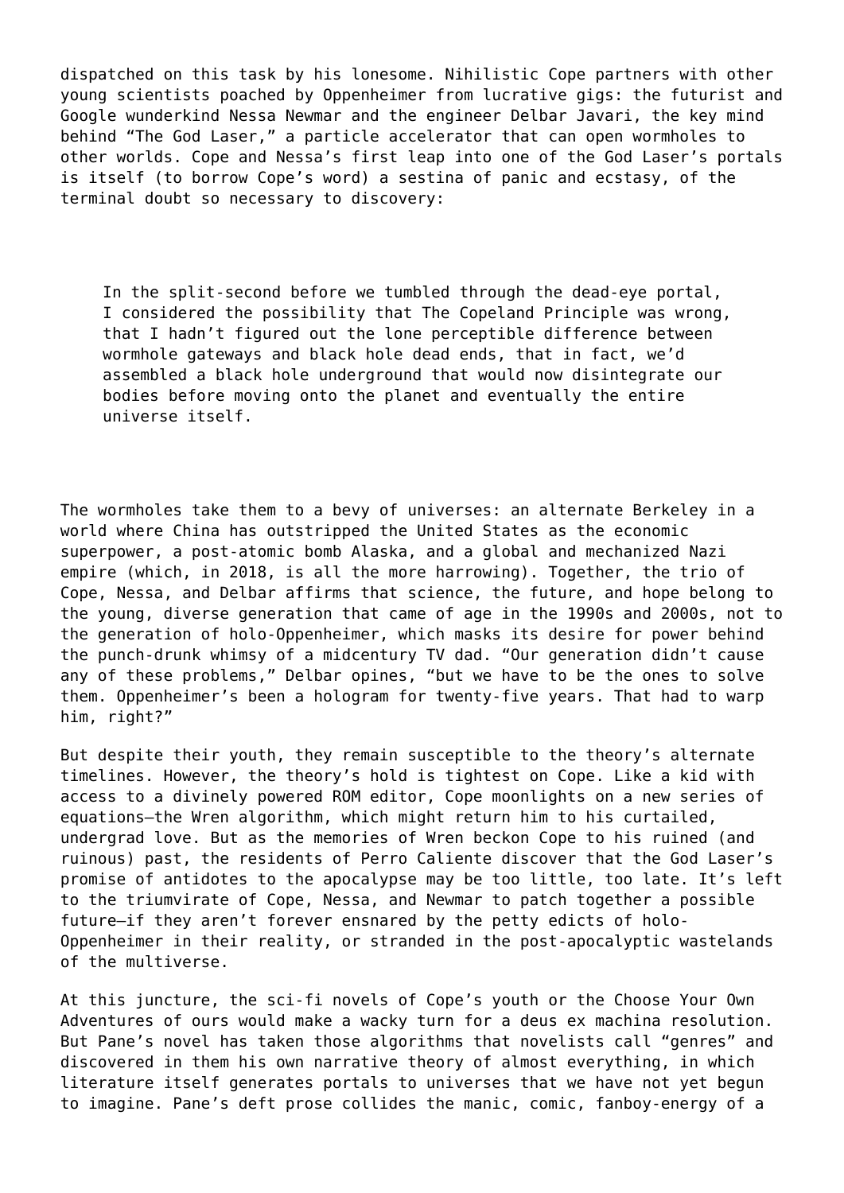dispatched on this task by his lonesome. Nihilistic Cope partners with other young scientists poached by Oppenheimer from lucrative gigs: the futurist and Google wunderkind Nessa Newmar and the engineer Delbar Javari, the key mind behind "The God Laser," a particle accelerator that can open wormholes to other worlds. Cope and Nessa's first leap into one of the God Laser's portals is itself (to borrow Cope's word) a sestina of panic and ecstasy, of the terminal doubt so necessary to discovery:

> In the split-second before we tumbled through the dead-eye portal, I considered the possibility that The Copeland Principle was wrong, that I hadn't figured out the lone perceptible difference between wormhole gateways and black hole dead ends, that in fact, we'd assembled a black hole underground that would now disintegrate our bodies before moving onto the planet and eventually the entire universe itself.

The wormholes take them to a bevy of universes: an alternate Berkeley in a world where China has outstripped the United States as the economic superpower, a post-atomic bomb Alaska, and a global and mechanized Nazi empire (which, in 2018, is all the more harrowing). Together, the trio of Cope, Nessa, and Delbar affirms that science, the future, and hope belong to the young, diverse generation that came of age in the 1990s and 2000s, not to the generation of holo-Oppenheimer, which masks its desire for power behind the punch-drunk whimsy of a midcentury TV dad. "Our generation didn't cause any of these problems," Delbar opines, "but we have to be the ones to solve them. Oppenheimer's been a hologram for twenty-five years. That had to warp him, right?"

But despite their youth, they remain susceptible to the theory's alternate timelines. However, the theory's hold is tightest on Cope. Like a kid with access to a divinely powered ROM editor, Cope moonlights on a new series of equations—the Wren algorithm, which might return him to his curtailed, undergrad love. But as the memories of Wren beckon Cope to his ruined (and ruinous) past, the residents of Perro Caliente discover that the God Laser's promise of antidotes to the apocalypse may be too little, too late. It's left to the triumvirate of Cope, Nessa, and Newmar to patch together a possible future—if they aren't forever ensnared by the petty edicts of holo-Oppenheimer in their reality, or stranded in the post-apocalyptic wastelands of the multiverse.

At this juncture, the sci-fi novels of Cope's youth or the Choose Your Own Adventures of ours would make a wacky turn for a deus ex machina resolution. But Pane's novel has taken those algorithms that novelists call "genres" and discovered in them his own narrative theory of almost everything, in which literature itself generates portals to universes that we have not yet begun to imagine. Pane's deft prose collides the manic, comic, fanboy-energy of a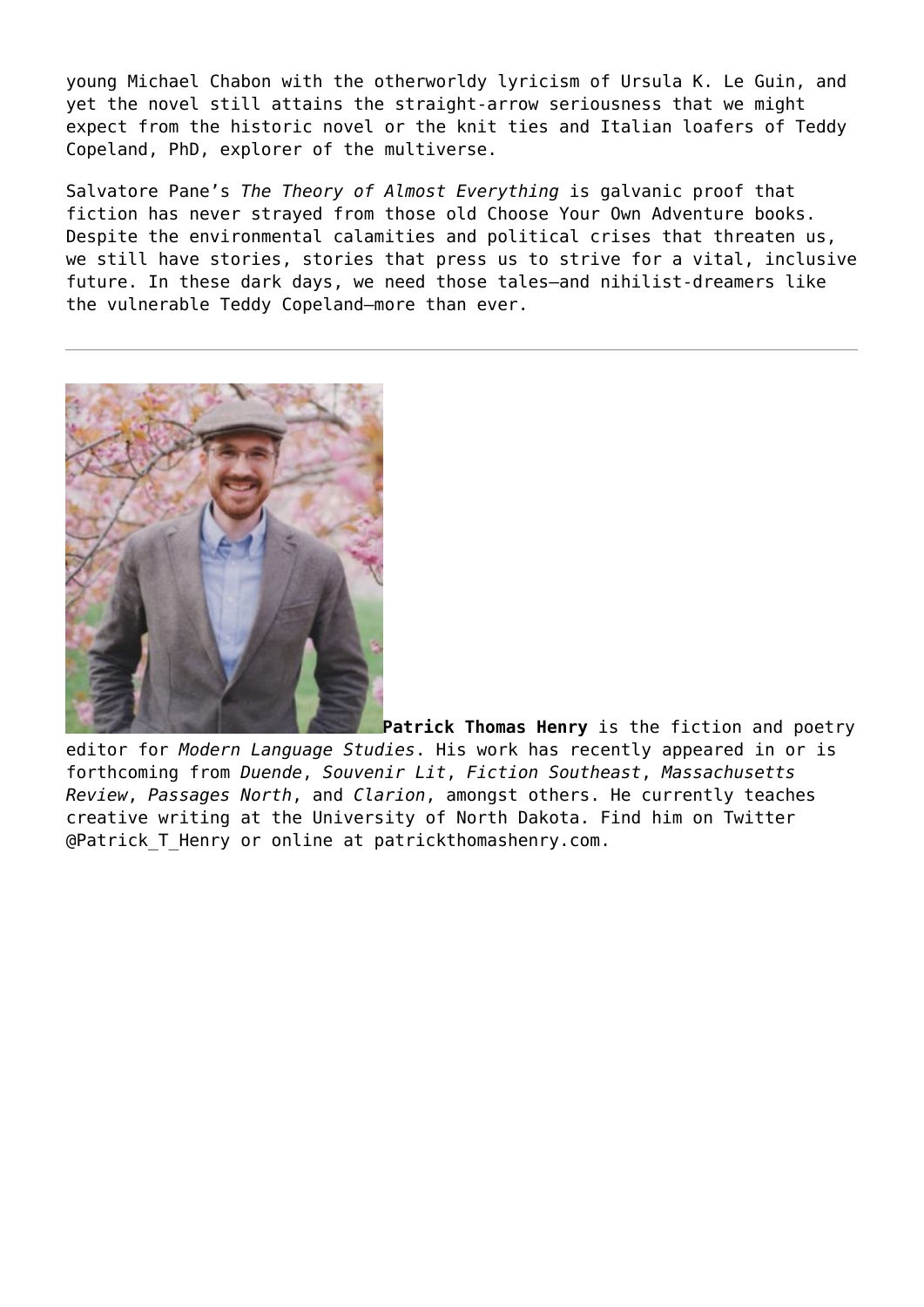young Michael Chabon with the otherworldy lyricism of Ursula K. Le Guin, and yet the novel still attains the straight-arrow seriousness that we might expect from the historic novel or the knit ties and Italian loafers of Teddy Copeland, PhD, explorer of the multiverse.

Salvatore Pane's *The Theory of Almost Everything* is galvanic proof that fiction has never strayed from those old Choose Your Own Adventure books. Despite the environmental calamities and political crises that threaten us, we still have stories, stories that press us to strive for a vital, inclusive future. In these dark days, we need those tales—and nihilist-dreamers like the vulnerable Teddy Copeland—more than ever.

---

**Patrick Thomas Henry** is the fiction and poetry editor for *Modern Language Studies*. His work has recently appeared in or is forthcoming from *Duende*, *Souvenir Lit*, *Fiction Southeast*, *Massachusetts Review*, *Passages North*, and *Clarion*, amongst others. He currently teaches creative writing at the University of North Dakota. Find him on Twitter @Patrick_T_Henry or online at patrickthomashenry.com.